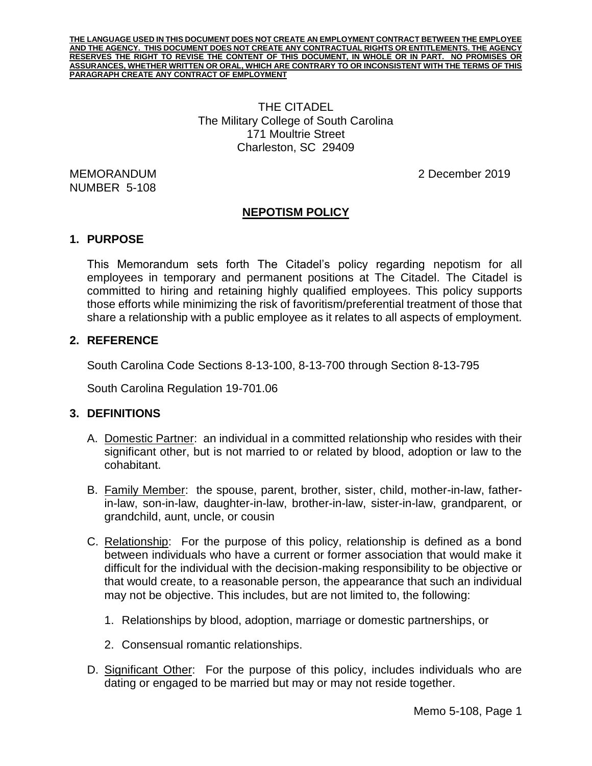**THE LANGUAGE USED IN THIS DOCUMENT DOES NOT CREATE AN EMPLOYMENT CONTRACT BETWEEN THE EMPLOYEE AND THE AGENCY. THIS DOCUMENT DOES NOT CREATE ANY CONTRACTUAL RIGHTS OR ENTITLEMENTS. THE AGENCY RESERVES THE RIGHT TO REVISE THE CONTENT OF THIS DOCUMENT, IN WHOLE OR IN PART. NO PROMISES OR ASSURANCES, WHETHER WRITTEN OR ORAL, WHICH ARE CONTRARY TO OR INCONSISTENT WITH THE TERMS OF THIS PARAGRAPH CREATE ANY CONTRACT OF EMPLOYMENT**

THE CITADEL
The Military College of South Carolina
171 Moultrie Street
Charleston, SC 29409

MEMORANDUM
NUMBER 5-108

2 December 2019

# NEPOTISM POLICY

## 1. PURPOSE

This Memorandum sets forth The Citadel's policy regarding nepotism for all employees in temporary and permanent positions at The Citadel. The Citadel is committed to hiring and retaining highly qualified employees. This policy supports those efforts while minimizing the risk of favoritism/preferential treatment of those that share a relationship with a public employee as it relates to all aspects of employment.

## 2. REFERENCE

South Carolina Code Sections 8-13-100, 8-13-700 through Section 8-13-795

South Carolina Regulation 19-701.06

## 3. DEFINITIONS

A. Domestic Partner: an individual in a committed relationship who resides with their significant other, but is not married to or related by blood, adoption or law to the cohabitant.

B. Family Member: the spouse, parent, brother, sister, child, mother-in-law, father-in-law, son-in-law, daughter-in-law, brother-in-law, sister-in-law, grandparent, or grandchild, aunt, uncle, or cousin

C. Relationship: For the purpose of this policy, relationship is defined as a bond between individuals who have a current or former association that would make it difficult for the individual with the decision-making responsibility to be objective or that would create, to a reasonable person, the appearance that such an individual may not be objective. This includes, but are not limited to, the following:

1. Relationships by blood, adoption, marriage or domestic partnerships, or

2. Consensual romantic relationships.

D. Significant Other: For the purpose of this policy, includes individuals who are dating or engaged to be married but may or may not reside together.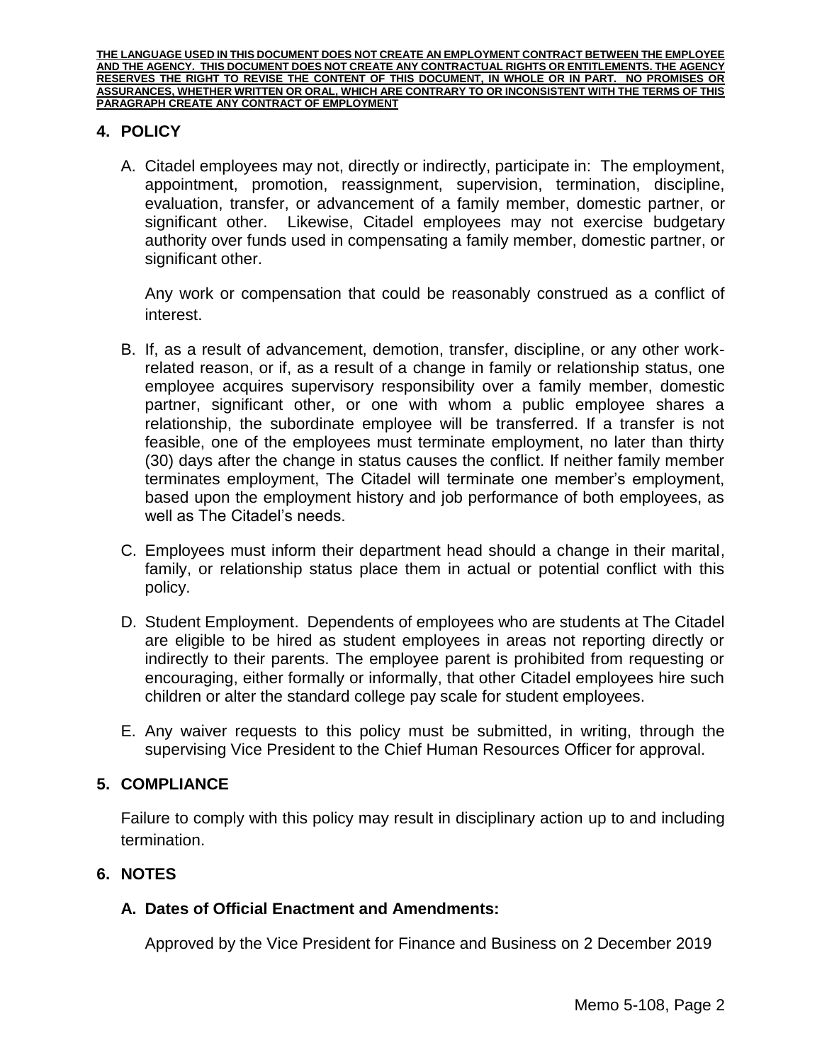**THE LANGUAGE USED IN THIS DOCUMENT DOES NOT CREATE AN EMPLOYMENT CONTRACT BETWEEN THE EMPLOYEE AND THE AGENCY. THIS DOCUMENT DOES NOT CREATE ANY CONTRACTUAL RIGHTS OR ENTITLEMENTS. THE AGENCY RESERVES THE RIGHT TO REVISE THE CONTENT OF THIS DOCUMENT, IN WHOLE OR IN PART. NO PROMISES OR ASSURANCES, WHETHER WRITTEN OR ORAL, WHICH ARE CONTRARY TO OR INCONSISTENT WITH THE TERMS OF THIS PARAGRAPH CREATE ANY CONTRACT OF EMPLOYMENT**

## 4. POLICY

A. Citadel employees may not, directly or indirectly, participate in: The employment, appointment, promotion, reassignment, supervision, termination, discipline, evaluation, transfer, or advancement of a family member, domestic partner, or significant other. Likewise, Citadel employees may not exercise budgetary authority over funds used in compensating a family member, domestic partner, or significant other.

   Any work or compensation that could be reasonably construed as a conflict of interest.

B. If, as a result of advancement, demotion, transfer, discipline, or any other work-related reason, or if, as a result of a change in family or relationship status, one employee acquires supervisory responsibility over a family member, domestic partner, significant other, or one with whom a public employee shares a relationship, the subordinate employee will be transferred. If a transfer is not feasible, one of the employees must terminate employment, no later than thirty (30) days after the change in status causes the conflict. If neither family member terminates employment, The Citadel will terminate one member's employment, based upon the employment history and job performance of both employees, as well as The Citadel's needs.

C. Employees must inform their department head should a change in their marital, family, or relationship status place them in actual or potential conflict with this policy.

D. Student Employment. Dependents of employees who are students at The Citadel are eligible to be hired as student employees in areas not reporting directly or indirectly to their parents. The employee parent is prohibited from requesting or encouraging, either formally or informally, that other Citadel employees hire such children or alter the standard college pay scale for student employees.

E. Any waiver requests to this policy must be submitted, in writing, through the supervising Vice President to the Chief Human Resources Officer for approval.

## 5. COMPLIANCE

Failure to comply with this policy may result in disciplinary action up to and including termination.

## 6. NOTES

### A. Dates of Official Enactment and Amendments:

Approved by the Vice President for Finance and Business on 2 December 2019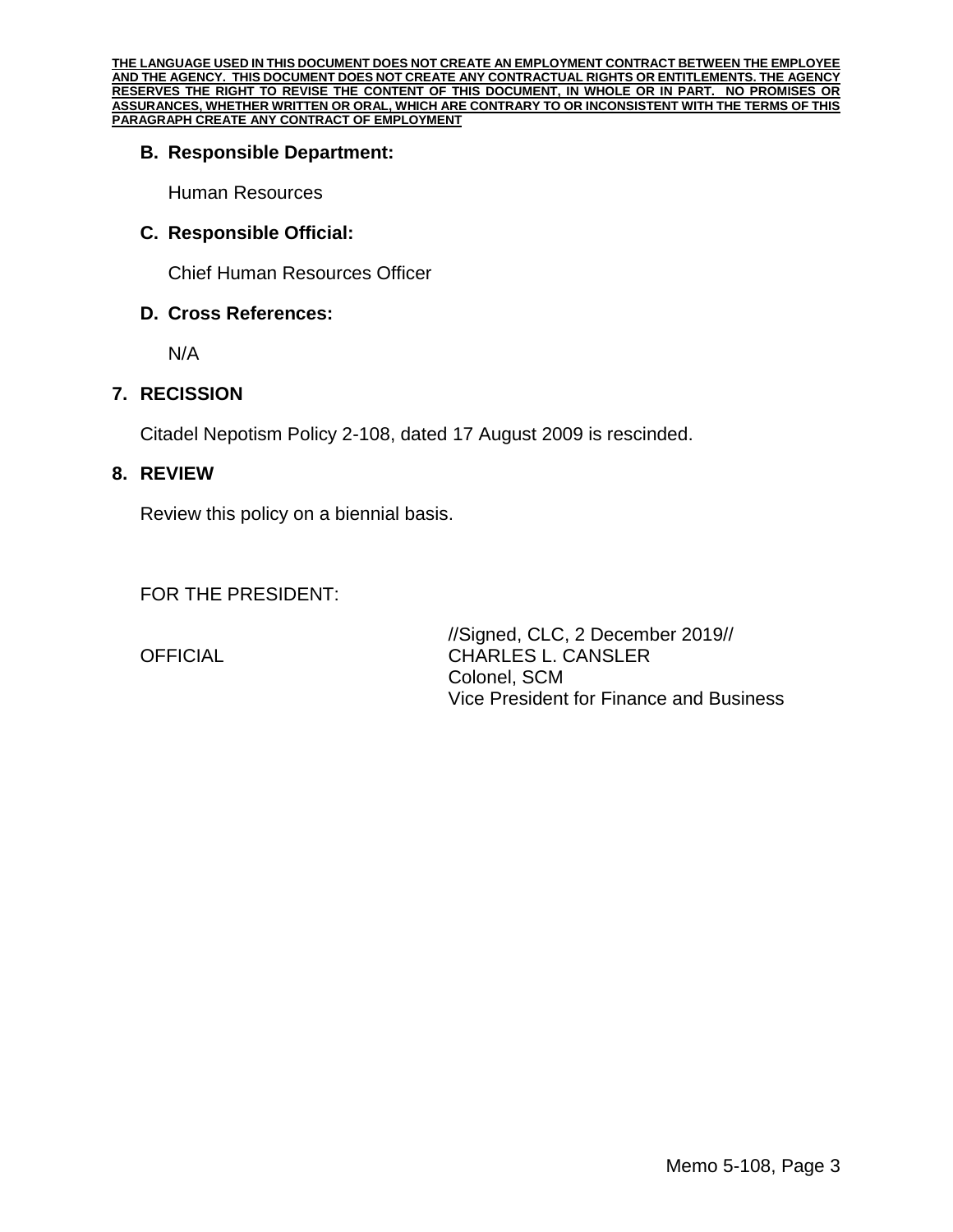**THE LANGUAGE USED IN THIS DOCUMENT DOES NOT CREATE AN EMPLOYMENT CONTRACT BETWEEN THE EMPLOYEE AND THE AGENCY. THIS DOCUMENT DOES NOT CREATE ANY CONTRACTUAL RIGHTS OR ENTITLEMENTS. THE AGENCY RESERVES THE RIGHT TO REVISE THE CONTENT OF THIS DOCUMENT, IN WHOLE OR IN PART. NO PROMISES OR ASSURANCES, WHETHER WRITTEN OR ORAL, WHICH ARE CONTRARY TO OR INCONSISTENT WITH THE TERMS OF THIS PARAGRAPH CREATE ANY CONTRACT OF EMPLOYMENT**

### B. Responsible Department:

Human Resources

### C. Responsible Official:

Chief Human Resources Officer

### D. Cross References:

N/A

## 7. RECISSION

Citadel Nepotism Policy 2-108, dated 17 August 2009 is rescinded.

## 8. REVIEW

Review this policy on a biennial basis.

FOR THE PRESIDENT:

//Signed, CLC, 2 December 2019//

OFFICIAL

CHARLES L. CANSLER
Colonel, SCM
Vice President for Finance and Business